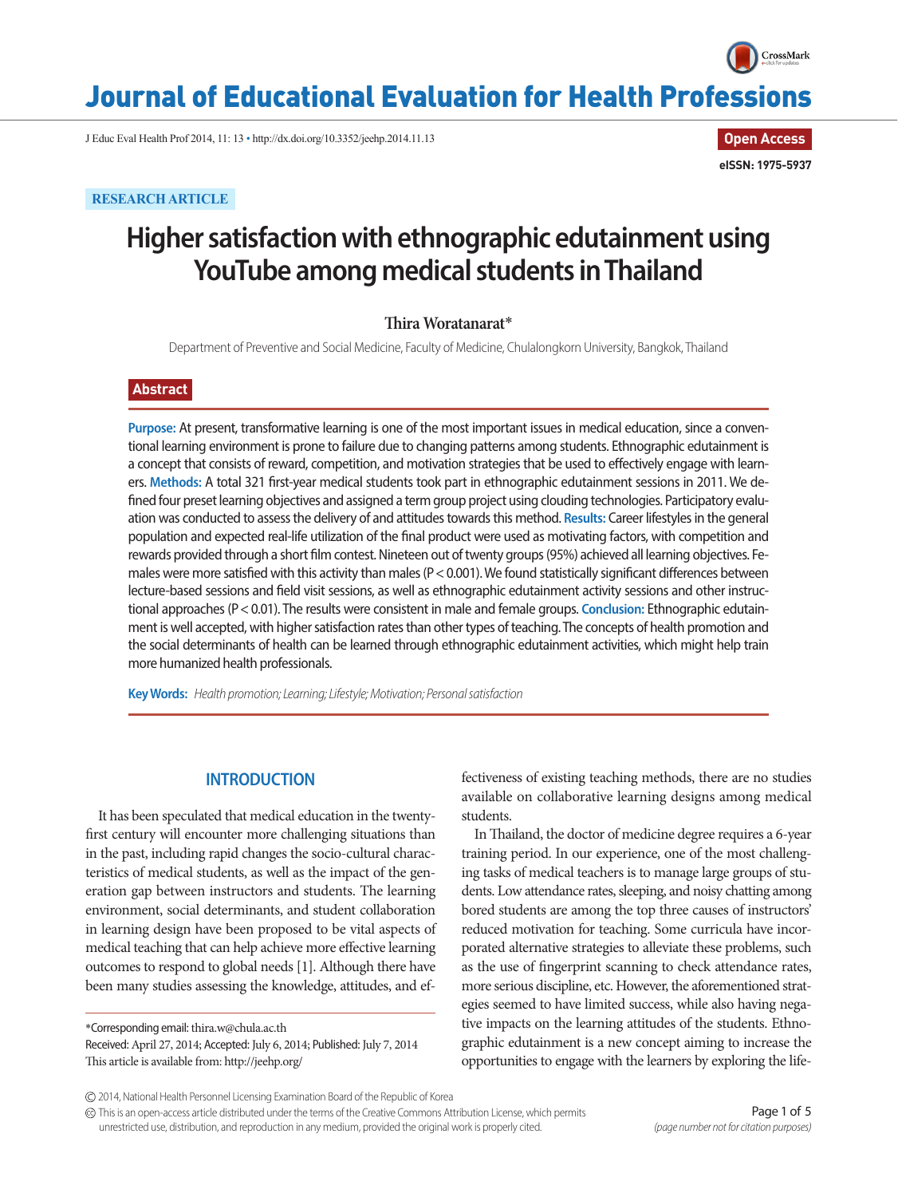RESEARCH ARTICLE

# Higher satisfaction with ethnographic edutainment using YouTube among medical students in Thailand

**Thira Woratanarat***

Department of Preventive and Social Medicine, Faculty of Medicine, Chulalongkorn University, Bangkok, Thailand

## Abstract

**Purpose:** At present, transformative learning is one of the most important issues in medical education, since a conventional learning environment is prone to failure due to changing patterns among students. Ethnographic edutainment is a concept that consists of reward, competition, and motivation strategies that be used to effectively engage with learners. **Methods:** A total 321 first-year medical students took part in ethnographic edutainment sessions in 2011. We defined four preset learning objectives and assigned a term group project using clouding technologies. Participatory evaluation was conducted to assess the delivery of and attitudes towards this method. **Results:** Career lifestyles in the general population and expected real-life utilization of the final product were used as motivating factors, with competition and rewards provided through a short film contest. Nineteen out of twenty groups (95%) achieved all learning objectives. Females were more satisfied with this activity than males ($P < 0.001$). We found statistically significant differences between lecture-based sessions and field visit sessions, as well as ethnographic edutainment activity sessions and other instructional approaches ($P < 0.01$). The results were consistent in male and female groups. **Conclusion:** Ethnographic edutainment is well accepted, with higher satisfaction rates than other types of teaching. The concepts of health promotion and the social determinants of health can be learned through ethnographic edutainment activities, which might help train more humanized health professionals.

**Key Words:** *Health promotion; Learning; Lifestyle; Motivation; Personal satisfaction*

## INTRODUCTION

It has been speculated that medical education in the twenty-first century will encounter more challenging situations than in the past, including rapid changes the socio-cultural characteristics of medical students, as well as the impact of the generation gap between instructors and students. The learning environment, social determinants, and student collaboration in learning design have been proposed to be vital aspects of medical teaching that can help achieve more effective learning outcomes to respond to global needs [1]. Although there have been many studies assessing the knowledge, attitudes, and effectiveness of existing teaching methods, there are no studies available on collaborative learning designs among medical students.

In Thailand, the doctor of medicine degree requires a 6-year training period. In our experience, one of the most challenging tasks of medical teachers is to manage large groups of students. Low attendance rates, sleeping, and noisy chatting among bored students are among the top three causes of instructors' reduced motivation for teaching. Some curricula have incorporated alternative strategies to alleviate these problems, such as the use of fingerprint scanning to check attendance rates, more serious discipline, etc. However, the aforementioned strategies seemed to have limited success, while also having negative impacts on the learning attitudes of the students. Ethnographic edutainment is a new concept aiming to increase the opportunities to engage with the learners by exploring the life-

*Corresponding email: thira.w@chula.ac.th
Received: April 27, 2014; Accepted: July 6, 2014; Published: July 7, 2014
This article is available from: http://jeehp.org/

© 2014, National Health Personnel Licensing Examination Board of the Republic of Korea
This is an open-access article distributed under the terms of the Creative Commons Attribution License, which permits unrestricted use, distribution, and reproduction in any medium, provided the original work is properly cited.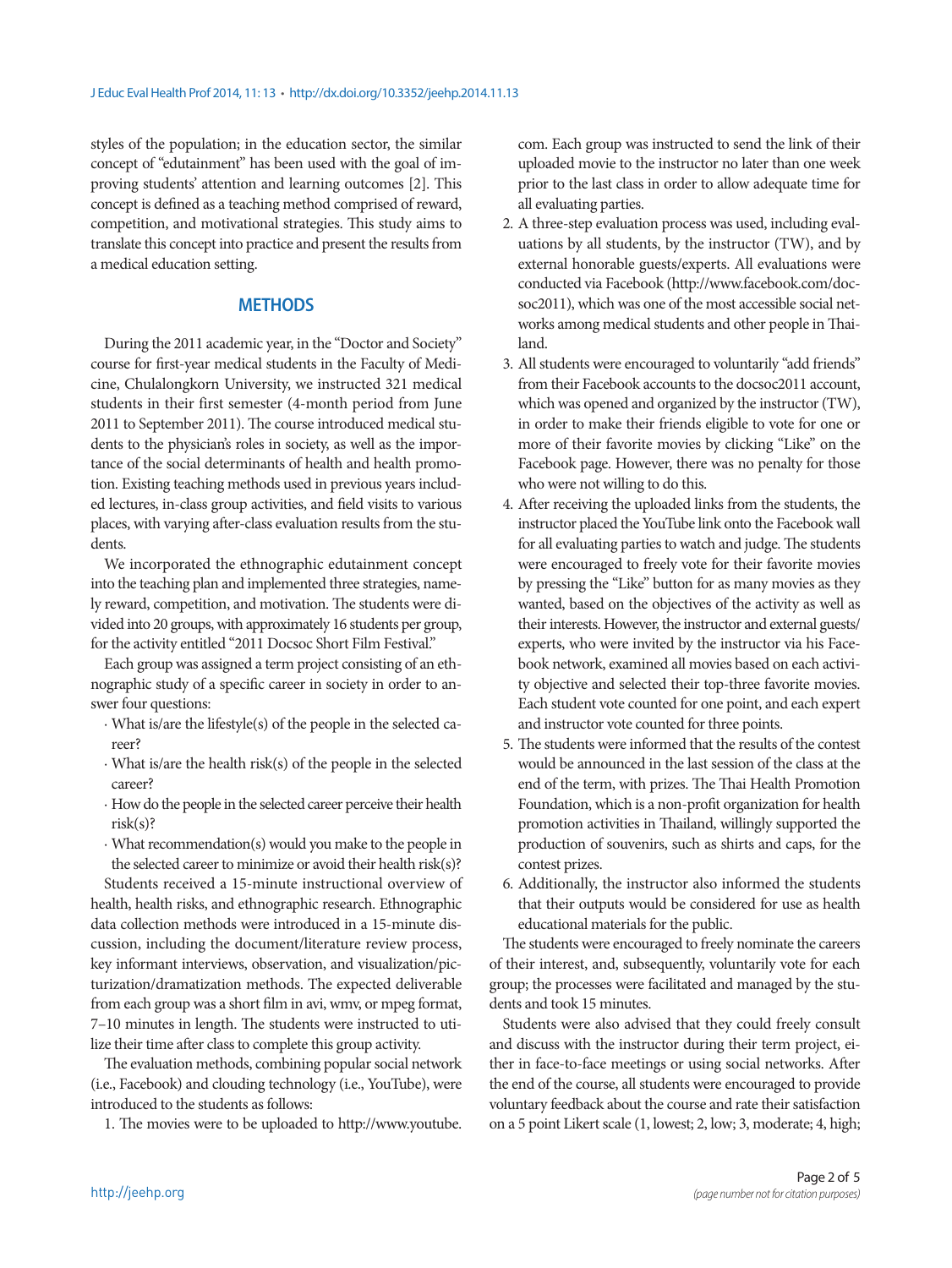styles of the population; in the education sector, the similar concept of "edutainment" has been used with the goal of improving students' attention and learning outcomes [2]. This concept is defined as a teaching method comprised of reward, competition, and motivational strategies. This study aims to translate this concept into practice and present the results from a medical education setting.

## METHODS

During the 2011 academic year, in the "Doctor and Society" course for first-year medical students in the Faculty of Medicine, Chulalongkorn University, we instructed 321 medical students in their first semester (4-month period from June 2011 to September 2011). The course introduced medical students to the physician's roles in society, as well as the importance of the social determinants of health and health promotion. Existing teaching methods used in previous years included lectures, in-class group activities, and field visits to various places, with varying after-class evaluation results from the students.

We incorporated the ethnographic edutainment concept into the teaching plan and implemented three strategies, namely reward, competition, and motivation. The students were divided into 20 groups, with approximately 16 students per group, for the activity entitled "2011 Docsoc Short Film Festival."

Each group was assigned a term project consisting of an ethnographic study of a specific career in society in order to answer four questions:

- What is/are the lifestyle(s) of the people in the selected career?
- What is/are the health risk(s) of the people in the selected career?
- How do the people in the selected career perceive their health risk(s)?
- What recommendation(s) would you make to the people in the selected career to minimize or avoid their health risk(s)?

Students received a 15-minute instructional overview of health, health risks, and ethnographic research. Ethnographic data collection methods were introduced in a 15-minute discussion, including the document/literature review process, key informant interviews, observation, and visualization/picturization/dramatization methods. The expected deliverable from each group was a short film in avi, wmv, or mpeg format, 7–10 minutes in length. The students were instructed to utilize their time after class to complete this group activity.

The evaluation methods, combining popular social network (i.e., Facebook) and clouding technology (i.e., YouTube), were introduced to the students as follows:

1. The movies were to be uploaded to http://www.youtube.com. Each group was instructed to send the link of their uploaded movie to the instructor no later than one week prior to the last class in order to allow adequate time for all evaluating parties.
2. A three-step evaluation process was used, including evaluations by all students, by the instructor (TW), and by external honorable guests/experts. All evaluations were conducted via Facebook (http://www.facebook.com/docsoc2011), which was one of the most accessible social networks among medical students and other people in Thailand.
3. All students were encouraged to voluntarily "add friends" from their Facebook accounts to the docsoc2011 account, which was opened and organized by the instructor (TW), in order to make their friends eligible to vote for one or more of their favorite movies by clicking "Like" on the Facebook page. However, there was no penalty for those who were not willing to do this.
4. After receiving the uploaded links from the students, the instructor placed the YouTube link onto the Facebook wall for all evaluating parties to watch and judge. The students were encouraged to freely vote for their favorite movies by pressing the "Like" button for as many movies as they wanted, based on the objectives of the activity as well as their interests. However, the instructor and external guests/experts, who were invited by the instructor via his Facebook network, examined all movies based on each activity objective and selected their top-three favorite movies. Each student vote counted for one point, and each expert and instructor vote counted for three points.
5. The students were informed that the results of the contest would be announced in the last session of the class at the end of the term, with prizes. The Thai Health Promotion Foundation, which is a non-profit organization for health promotion activities in Thailand, willingly supported the production of souvenirs, such as shirts and caps, for the contest prizes.
6. Additionally, the instructor also informed the students that their outputs would be considered for use as health educational materials for the public.

The students were encouraged to freely nominate the careers of their interest, and, subsequently, voluntarily vote for each group; the processes were facilitated and managed by the students and took 15 minutes.

Students were also advised that they could freely consult and discuss with the instructor during their term project, either in face-to-face meetings or using social networks. After the end of the course, all students were encouraged to provide voluntary feedback about the course and rate their satisfaction on a 5 point Likert scale (1, lowest; 2, low; 3, moderate; 4, high;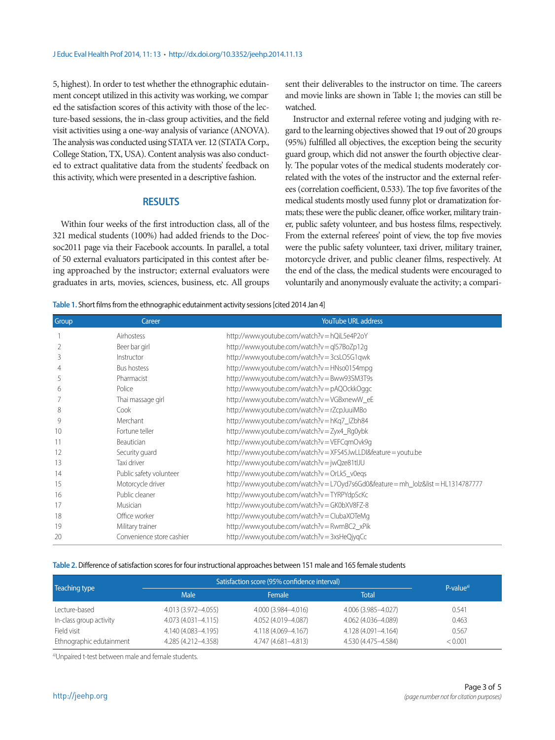5, highest). In order to test whether the ethnographic edutainment concept utilized in this activity was working, we compared the satisfaction scores of this activity with those of the lecture-based sessions, the in-class group activities, and the field visit activities using a one-way analysis of variance (ANOVA). The analysis was conducted using STATA ver. 12 (STATA Corp., College Station, TX, USA). Content analysis was also conducted to extract qualitative data from the students' feedback on this activity, which were presented in a descriptive fashion.

## RESULTS

Within four weeks of the first introduction class, all of the 321 medical students (100%) had added friends to the Docsoc2011 page via their Facebook accounts. In parallel, a total of 50 external evaluators participated in this contest after being approached by the instructor; external evaluators were graduates in arts, movies, sciences, business, etc. All groups sent their deliverables to the instructor on time. The careers and movie links are shown in Table 1; the movies can still be watched.

Instructor and external referee voting and judging with regard to the learning objectives showed that 19 out of 20 groups (95%) fulfilled all objectives, the exception being the security guard group, which did not answer the fourth objective clearly. The popular votes of the medical students moderately correlated with the votes of the instructor and the external referees (correlation coefficient, 0.533). The top five favorites of the medical students mostly used funny plot or dramatization formats; these were the public cleaner, office worker, military trainer, public safety volunteer, and bus hostess films, respectively. From the external referees' point of view, the top five movies were the public safety volunteer, taxi driver, military trainer, motorcycle driver, and public cleaner films, respectively. At the end of the class, the medical students were encouraged to voluntarily and anonymously evaluate the activity; a compari-

**Table 1.** Short films from the ethnographic edutainment activity sessions [cited 2014 Jan 4]

| Group | Career | YouTube URL address |
|---|---|---|
| 1 | Airhostess | http://www.youtube.com/watch?v=hQiL5e4P2oY |
| 2 | Beer bar girl | http://www.youtube.com/watch?v=qlS7BoZp12g |
| 3 | Instructor | http://www.youtube.com/watch?v=3csLO5G1qwk |
| 4 | Bus hostess | http://www.youtube.com/watch?v=HNso0154mpg |
| 5 | Pharmacist | http://www.youtube.com/watch?v=Bww93SM3T9s |
| 6 | Police | http://www.youtube.com/watch?v=pAQOckkOggc |
| 7 | Thai massage girl | http://www.youtube.com/watch?v=VGBxnewW_eE |
| 8 | Cook | http://www.youtube.com/watch?v=rZcpJuuiMBo |
| 9 | Merchant | http://www.youtube.com/watch?v=hKq7_IZbh84 |
| 10 | Fortune teller | http://www.youtube.com/watch?v=Zyx4_Rg0ybk |
| 11 | Beautician | http://www.youtube.com/watch?v=VEFCqmOvk9g |
| 12 | Security guard | http://www.youtube.com/watch?v=XFS45JwLLDI&feature=youtu.be |
| 13 | Taxi driver | http://www.youtube.com/watch?v=jwQze81tIJU |
| 14 | Public safety volunteer | http://www.youtube.com/watch?v=OrLk5_v0eqs |
| 15 | Motorcycle driver | http://www.youtube.com/watch?v=L7Oyd7s6Gd0&feature=mh_lolz&list=HL1314787777 |
| 16 | Public cleaner | http://www.youtube.com/watch?v=TYRPYdpScKc |
| 17 | Musician | http://www.youtube.com/watch?v=GK0bXV8FZ-8 |
| 18 | Office worker | http://www.youtube.com/watch?v=ClubaXOTeMg |
| 19 | Military trainer | http://www.youtube.com/watch?v=RwmBC2_xPik |
| 20 | Convenience store cashier | http://www.youtube.com/watch?v=3xsHeQjyqCc |

**Table 2.** Difference of satisfaction scores for four instructional approaches between 151 male and 165 female students

| Teaching type | Satisfaction score (95% confidence interval) | | | P-value[a] |
|---|---|---|---|---|
| | Male | Female | Total | |
| Lecture-based | 4.013 (3.972–4.055) | 4.000 (3.984–4.016) | 4.006 (3.985–4.027) | 0.541 |
| In-class group activity | 4.073 (4.031–4.115) | 4.052 (4.019–4.087) | 4.062 (4.036–4.089) | 0.463 |
| Field visit | 4.140 (4.083–4.195) | 4.118 (4.069–4.167) | 4.128 (4.091–4.164) | 0.567 |
| Ethnographic edutainment | 4.285 (4.212–4.358) | 4.747 (4.681–4.813) | 4.530 (4.475–4.584) | < 0.001 |

[a]Unpaired t-test between male and female students.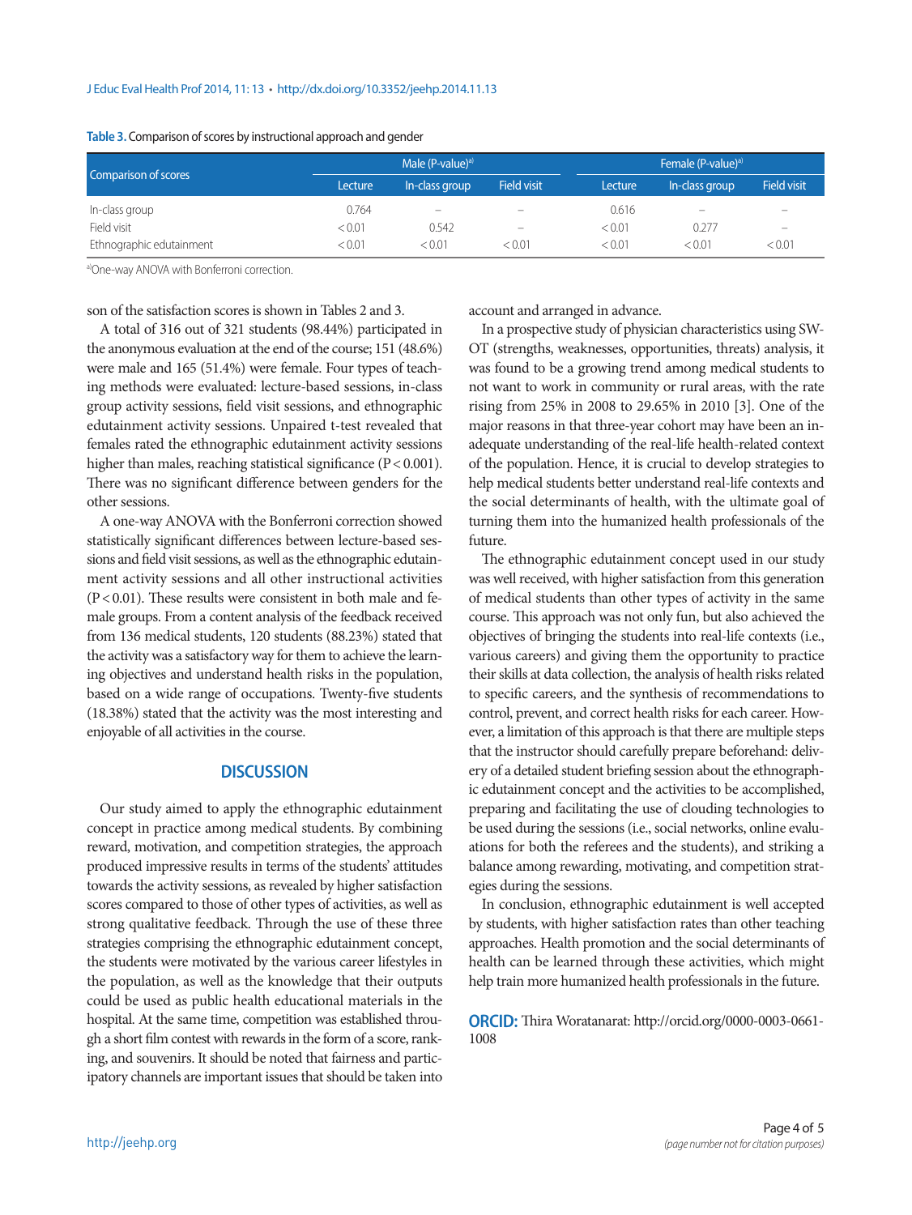**Table 3.** Comparison of scores by instructional approach and gender

| Comparison of scores | Male (P-value)[a] | | | Female (P-value)[a] | | |
|---|---|---|---|---|---|---|
| | Lecture | In-class group | Field visit | Lecture | In-class group | Field visit |
| In-class group | 0.764 | – | – | 0.616 | – | – |
| Field visit | < 0.01 | 0.542 | – | < 0.01 | 0.277 | – |
| Ethnographic edutainment | < 0.01 | < 0.01 | < 0.01 | < 0.01 | < 0.01 | < 0.01 |

[a]One-way ANOVA with Bonferroni correction.

son of the satisfaction scores is shown in Tables 2 and 3.

A total of 316 out of 321 students (98.44%) participated in the anonymous evaluation at the end of the course; 151 (48.6%) were male and 165 (51.4%) were female. Four types of teaching methods were evaluated: lecture-based sessions, in-class group activity sessions, field visit sessions, and ethnographic edutainment activity sessions. Unpaired t-test revealed that females rated the ethnographic edutainment activity sessions higher than males, reaching statistical significance (P < 0.001). There was no significant difference between genders for the other sessions.

A one-way ANOVA with the Bonferroni correction showed statistically significant differences between lecture-based sessions and field visit sessions, as well as the ethnographic edutainment activity sessions and all other instructional activities (P < 0.01). These results were consistent in both male and female groups. From a content analysis of the feedback received from 136 medical students, 120 students (88.23%) stated that the activity was a satisfactory way for them to achieve the learning objectives and understand health risks in the population, based on a wide range of occupations. Twenty-five students (18.38%) stated that the activity was the most interesting and enjoyable of all activities in the course.

## DISCUSSION

Our study aimed to apply the ethnographic edutainment concept in practice among medical students. By combining reward, motivation, and competition strategies, the approach produced impressive results in terms of the students' attitudes towards the activity sessions, as revealed by higher satisfaction scores compared to those of other types of activities, as well as strong qualitative feedback. Through the use of these three strategies comprising the ethnographic edutainment concept, the students were motivated by the various career lifestyles in the population, as well as the knowledge that their outputs could be used as public health educational materials in the hospital. At the same time, competition was established through a short film contest with rewards in the form of a score, ranking, and souvenirs. It should be noted that fairness and participatory channels are important issues that should be taken into account and arranged in advance.

In a prospective study of physician characteristics using SWOT (strengths, weaknesses, opportunities, threats) analysis, it was found to be a growing trend among medical students to not want to work in community or rural areas, with the rate rising from 25% in 2008 to 29.65% in 2010 [3]. One of the major reasons in that three-year cohort may have been an inadequate understanding of the real-life health-related context of the population. Hence, it is crucial to develop strategies to help medical students better understand real-life contexts and the social determinants of health, with the ultimate goal of turning them into the humanized health professionals of the future.

The ethnographic edutainment concept used in our study was well received, with higher satisfaction from this generation of medical students than other types of activity in the same course. This approach was not only fun, but also achieved the objectives of bringing the students into real-life contexts (i.e., various careers) and giving them the opportunity to practice their skills at data collection, the analysis of health risks related to specific careers, and the synthesis of recommendations to control, prevent, and correct health risks for each career. However, a limitation of this approach is that there are multiple steps that the instructor should carefully prepare beforehand: delivery of a detailed student briefing session about the ethnographic edutainment concept and the activities to be accomplished, preparing and facilitating the use of clouding technologies to be used during the sessions (i.e., social networks, online evaluations for both the referees and the students), and striking a balance among rewarding, motivating, and competition strategies during the sessions.

In conclusion, ethnographic edutainment is well accepted by students, with higher satisfaction rates than other teaching approaches. Health promotion and the social determinants of health can be learned through these activities, which might help train more humanized health professionals in the future.

**ORCID:** Thira Woratanarat: http://orcid.org/0000-0003-0661-1008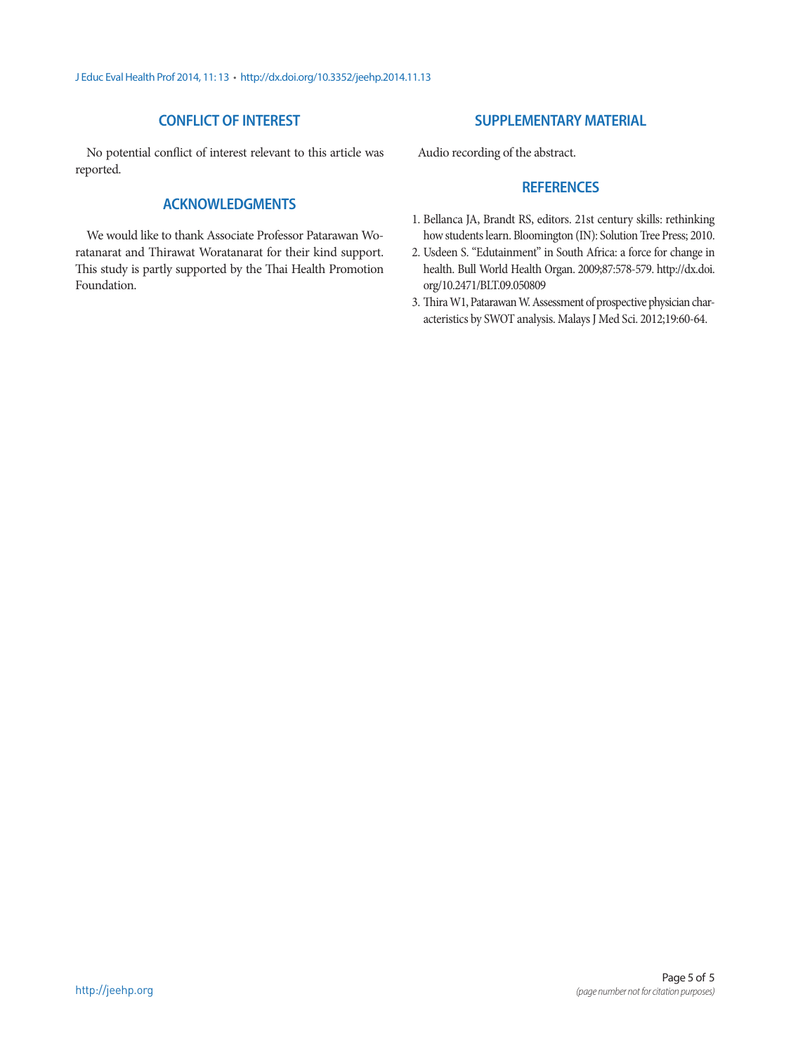## CONFLICT OF INTEREST

No potential conflict of interest relevant to this article was reported.

## ACKNOWLEDGMENTS

We would like to thank Associate Professor Patarawan Woratanarat and Thirawat Woratanarat for their kind support. This study is partly supported by the Thai Health Promotion Foundation.

## SUPPLEMENTARY MATERIAL

Audio recording of the abstract.

## REFERENCES

1. Bellanca JA, Brandt RS, editors. 21st century skills: rethinking how students learn. Bloomington (IN): Solution Tree Press; 2010.
2. Usdeen S. "Edutainment" in South Africa: a force for change in health. Bull World Health Organ. 2009;87:578-579. http://dx.doi.org/10.2471/BLT.09.050809
3. Thira W1, Patarawan W. Assessment of prospective physician characteristics by SWOT analysis. Malays J Med Sci. 2012;19:60-64.